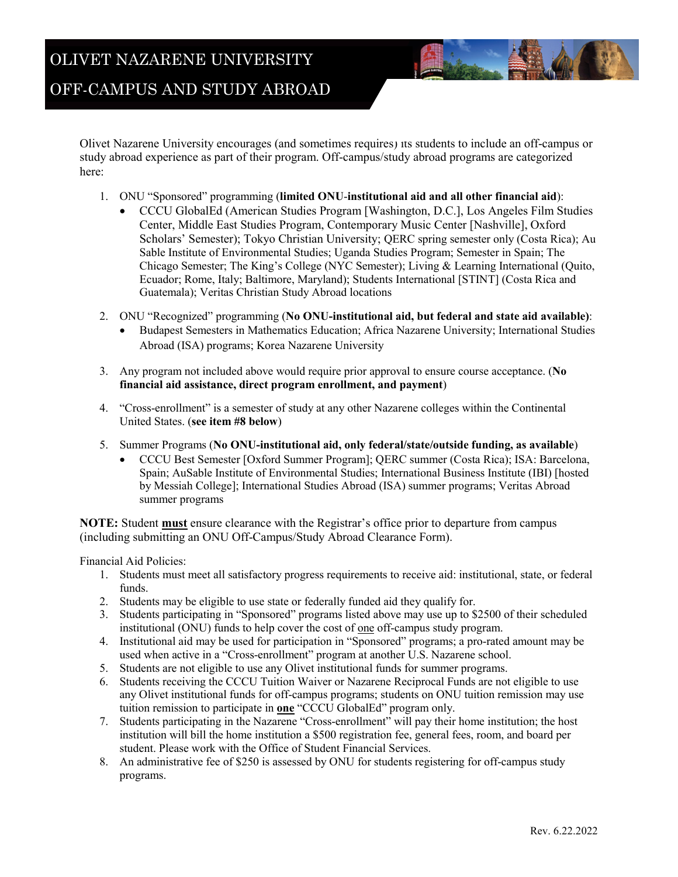# OLIVET NAZARENE UNIVERSITY

## OFF-CAMPUS AND STUDY ABROAD

Olivet Nazarene University encourages (and sometimes requires) its students to include an off-campus or study abroad experience as part of their program. Off-campus/study abroad programs are categorized here:

1. ONU "Sponsored" programming (**limited ONU-institutional aid and all other financial aid**):
   - CCCU GlobalEd (American Studies Program [Washington, D.C.], Los Angeles Film Studies Center, Middle East Studies Program, Contemporary Music Center [Nashville], Oxford Scholars' Semester); Tokyo Christian University; QERC spring semester only (Costa Rica); Au Sable Institute of Environmental Studies; Uganda Studies Program; Semester in Spain; The Chicago Semester; The King's College (NYC Semester); Living & Learning International (Quito, Ecuador; Rome, Italy; Baltimore, Maryland); Students International [STINT] (Costa Rica and Guatemala); Veritas Christian Study Abroad locations

2. ONU "Recognized" programming (**No ONU-institutional aid, but federal and state aid available)**:
   - Budapest Semesters in Mathematics Education; Africa Nazarene University; International Studies Abroad (ISA) programs; Korea Nazarene University

3. Any program not included above would require prior approval to ensure course acceptance. (**No financial aid assistance, direct program enrollment, and payment**)

4. "Cross-enrollment" is a semester of study at any other Nazarene colleges within the Continental United States. (**see item #8 below**)

5. Summer Programs (**No ONU-institutional aid, only federal/state/outside funding, as available**)
   - CCCU Best Semester [Oxford Summer Program]; QERC summer (Costa Rica); ISA: Barcelona, Spain; AuSable Institute of Environmental Studies; International Business Institute (IBI) [hosted by Messiah College]; International Studies Abroad (ISA) summer programs; Veritas Abroad summer programs

**NOTE:** Student **must** ensure clearance with the Registrar's office prior to departure from campus (including submitting an ONU Off-Campus/Study Abroad Clearance Form).

Financial Aid Policies:

1. Students must meet all satisfactory progress requirements to receive aid: institutional, state, or federal funds.
2. Students may be eligible to use state or federally funded aid they qualify for.
3. Students participating in "Sponsored" programs listed above may use up to $2500 of their scheduled institutional (ONU) funds to help cover the cost of one off-campus study program.
4. Institutional aid may be used for participation in "Sponsored" programs; a pro-rated amount may be used when active in a "Cross-enrollment" program at another U.S. Nazarene school.
5. Students are not eligible to use any Olivet institutional funds for summer programs.
6. Students receiving the CCCU Tuition Waiver or Nazarene Reciprocal Funds are not eligible to use any Olivet institutional funds for off-campus programs; students on ONU tuition remission may use tuition remission to participate in **one** "CCCU GlobalEd" program only.
7. Students participating in the Nazarene "Cross-enrollment" will pay their home institution; the host institution will bill the home institution a $500 registration fee, general fees, room, and board per student. Please work with the Office of Student Financial Services.
8. An administrative fee of $250 is assessed by ONU for students registering for off-campus study programs.

Rev. 6.22.2022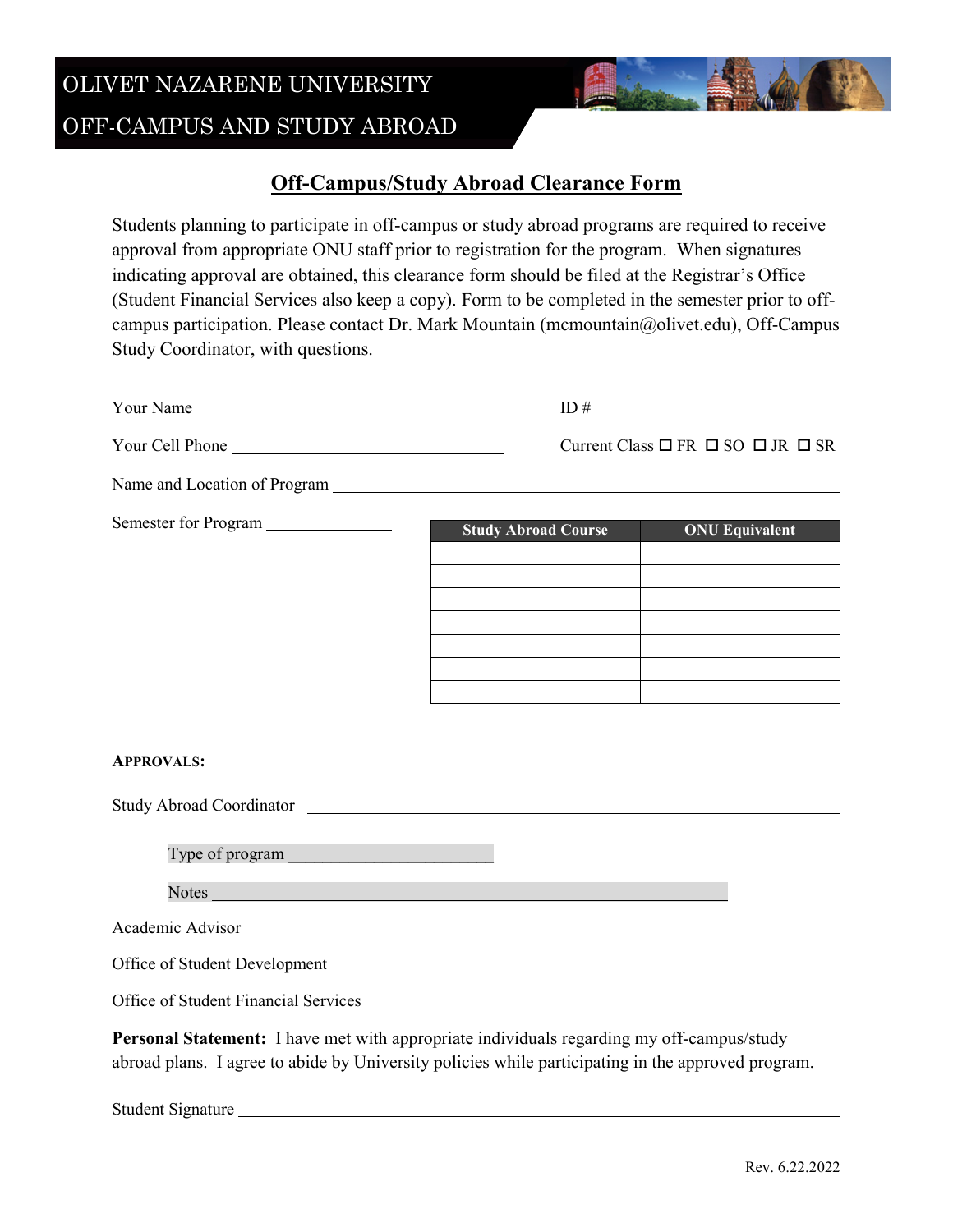OLIVET NAZARENE UNIVERSITY

OFF-CAMPUS AND STUDY ABROAD

# Off-Campus/Study Abroad Clearance Form

Students planning to participate in off-campus or study abroad programs are required to receive approval from appropriate ONU staff prior to registration for the program. When signatures indicating approval are obtained, this clearance form should be filed at the Registrar's Office (Student Financial Services also keep a copy). Form to be completed in the semester prior to off-campus participation. Please contact Dr. Mark Mountain (mcmountain@olivet.edu), Off-Campus Study Coordinator, with questions.

Your Name ________________________________ ID # ____________________________

Your Cell Phone ____________________________ Current Class ☐ FR ☐ SO ☐ JR ☐ SR

Name and Location of Program ________________________________________________

Semester for Program ______________

| Study Abroad Course | ONU Equivalent |
|---|---|
| | |
| | |
| | |
| | |
| | |
| | |
| | |

**APPROVALS:**

Study Abroad Coordinator ______________________________________________

Type of program ______________________

Notes ______________________________________________________

Academic Advisor ______________________________________________________

Office of Student Development ______________________________________________

Office of Student Financial Services______________________________________

**Personal Statement:** I have met with appropriate individuals regarding my off-campus/study abroad plans. I agree to abide by University policies while participating in the approved program.

Student Signature ______________________________________________________

Rev. 6.22.2022